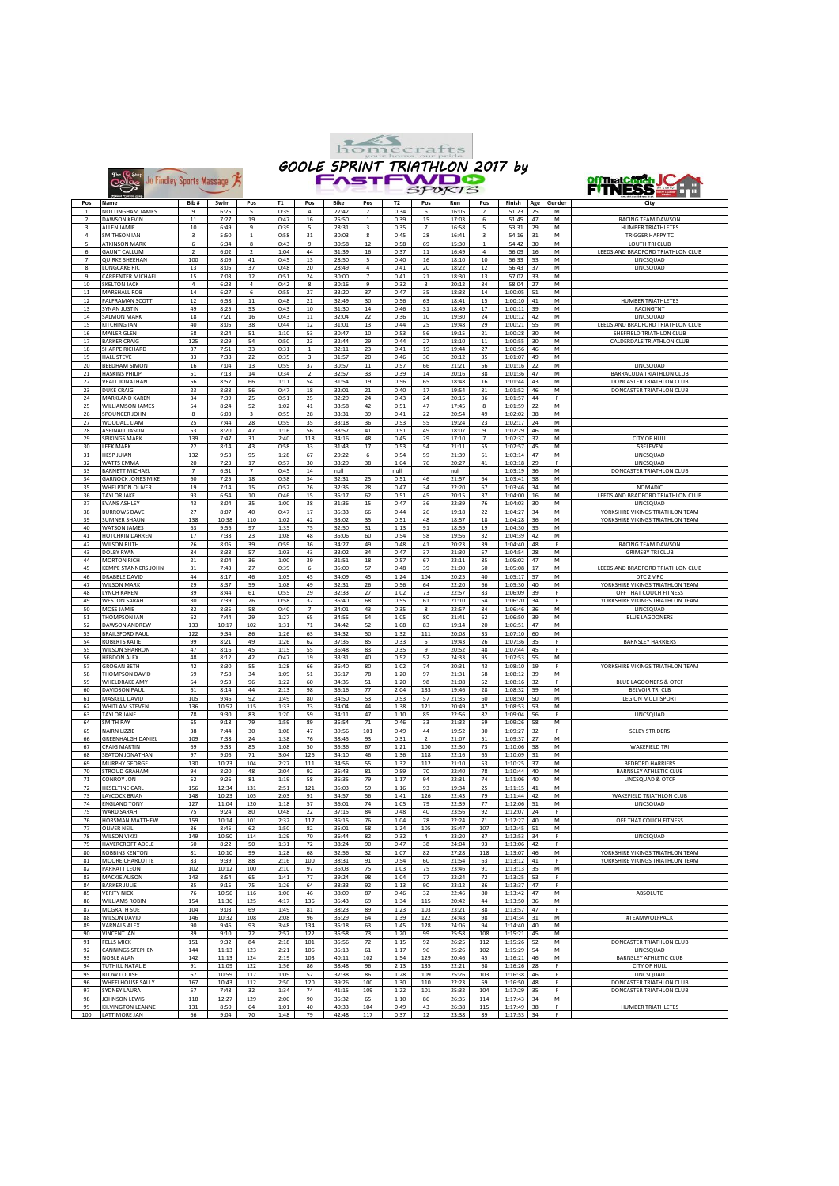# GOOLE SPRINT TRIATHLON 2017 by FASTFWD SPORTS

| Pos | Name | Bib # | Swim | Pos | T1 | Pos | Bike | Pos | T2 | Pos | Run | Pos | Finish | Age | Gender | City |
|---|---|---|---|---|---|---|---|---|---|---|---|---|---|---|---|---|
| 1 | NOTTINGHAM JAMES | 9 | 6:25 | 5 | 0:39 | 4 | 27:42 | 2 | 0:34 | 6 | 16:05 | 2 | 51:23 | 25 | M | |
| 2 | DAWSON KEVIN | 11 | 7:27 | 19 | 0:47 | 16 | 25:50 | 1 | 0:39 | 15 | 17:03 | 6 | 51:45 | 47 | M | RACING TEAM DAWSON |
| 3 | ALLEN JAMIE | 10 | 6:49 | 9 | 0:39 | 5 | 28:31 | 3 | 0:35 | 7 | 16:58 | 5 | 53:31 | 29 | M | HUMBER TRIATHLETES |
| 4 | SMITHSON IAN | 3 | 5:50 | 1 | 0:58 | 31 | 30:03 | 8 | 0:45 | 28 | 16:41 | 3 | 54:16 | 31 | M | TRIGGER HAPPY TC |
| 5 | ATKINSON MARK | 6 | 6:34 | 8 | 0:43 | 9 | 30:58 | 12 | 0:58 | 69 | 15:30 | 1 | 54:42 | 30 | M | LOUTH TRI CLUB |
| 6 | GAUNT CALLUM | 2 | 6:02 | 2 | 1:04 | 44 | 31:39 | 16 | 0:37 | 11 | 16:49 | 4 | 56:09 | 16 | M | LEEDS AND BRADFORD TRIATHLON CLUB |
| 7 | QUIRKE SHEEHAN | 100 | 8:09 | 41 | 0:45 | 13 | 28:50 | 5 | 0:40 | 16 | 18:10 | 10 | 56:33 | 53 | M | LINCSQUAD |
| 8 | LONGCAKE RIC | 13 | 8:05 | 37 | 0:48 | 20 | 28:49 | 4 | 0:41 | 20 | 18:22 | 12 | 56:43 | 37 | M | LINCSQUAD |
| 9 | CARPENTER MICHAEL | 15 | 7:03 | 12 | 0:51 | 24 | 30:00 | 7 | 0:41 | 21 | 18:30 | 13 | 57:02 | 33 | M | |
| 10 | SKELTON JACK | 4 | 6:23 | 4 | 0:42 | 8 | 30:16 | 9 | 0:32 | 3 | 20:12 | 34 | 58:04 | 27 | M | |
| 11 | MARSHALL ROB | 14 | 6:27 | 6 | 0:55 | 27 | 33:20 | 37 | 0:47 | 35 | 18:38 | 14 | 1:00:05 | 51 | M | |
| 12 | PALFRAMAN SCOTT | 12 | 6:58 | 11 | 0:48 | 21 | 32:49 | 30 | 0:56 | 63 | 18:41 | 15 | 1:00:10 | 41 | M | HUMBER TRIATHLETES |
| 13 | SYNAN JUSTIN | 49 | 8:25 | 53 | 0:43 | 10 | 31:30 | 14 | 0:46 | 31 | 18:49 | 17 | 1:00:11 | 39 | M | RACINGTNT |
| 14 | SALMON MARK | 18 | 7:21 | 16 | 0:43 | 11 | 32:04 | 22 | 0:36 | 10 | 19:30 | 24 | 1:00:12 | 42 | M | LINCSQUAD |
| 15 | KITCHING IAN | 40 | 8:05 | 38 | 0:44 | 12 | 31:01 | 13 | 0:44 | 25 | 19:48 | 29 | 1:00:21 | 55 | M | LEEDS AND BRADFORD TRIATHLON CLUB |
| 16 | MAILER GLEN | 58 | 8:24 | 51 | 1:10 | 53 | 30:47 | 10 | 0:53 | 56 | 19:15 | 21 | 1:00:28 | 30 | M | SHEFFIELD TRIATHLON CLUB |
| 17 | BARKER CRAIG | 125 | 8:29 | 54 | 0:50 | 23 | 32:44 | 29 | 0:44 | 27 | 18:10 | 11 | 1:00:55 | 30 | M | CALDERDALE TRIATHLON CLUB |
| 18 | SHARPE RICHARD | 37 | 7:51 | 33 | 0:31 | 1 | 32:11 | 23 | 0:41 | 19 | 19:44 | 27 | 1:00:56 | 46 | M | |
| 19 | HALL STEVE | 33 | 7:38 | 22 | 0:35 | 3 | 31:57 | 20 | 0:46 | 30 | 20:12 | 35 | 1:01:07 | 49 | M | |
| 20 | BEEDHAM SIMON | 16 | 7:04 | 13 | 0:59 | 37 | 30:57 | 11 | 0:57 | 66 | 21:21 | 56 | 1:01:16 | 22 | M | LINCSQUAD |
| 21 | HASKINS PHILIP | 51 | 7:13 | 14 | 0:34 | 2 | 32:57 | 33 | 0:39 | 14 | 20:16 | 38 | 1:01:36 | 47 | M | BARRACUDA TRIATHLON CLUB |
| 22 | VEALL JONATHAN | 56 | 8:57 | 66 | 1:11 | 54 | 31:54 | 19 | 0:56 | 65 | 18:48 | 16 | 1:01:44 | 43 | M | DONCASTER TRIATHLON CLUB |
| 23 | DUKE CRAIG | 23 | 8:33 | 56 | 0:47 | 18 | 32:01 | 21 | 0:40 | 17 | 19:54 | 31 | 1:01:52 | 46 | M | DONCASTER TRIATHLON CLUB |
| 24 | MARKLAND KAREN | 34 | 7:39 | 25 | 0:51 | 25 | 32:29 | 24 | 0:43 | 24 | 20:15 | 36 | 1:01:57 | 44 | F | |
| 25 | WILLIAMSON JAMES | 54 | 8:24 | 52 | 1:02 | 41 | 33:58 | 42 | 0:51 | 47 | 17:45 | 8 | 1:01:59 | 22 | M | |
| 26 | SPOUNCER JOHN | 8 | 6:03 | 3 | 0:55 | 28 | 33:31 | 39 | 0:41 | 22 | 20:54 | 49 | 1:02:02 | 38 | M | |
| 27 | WOODALL LIAM | 25 | 7:44 | 28 | 0:59 | 35 | 33:18 | 36 | 0:53 | 55 | 19:24 | 23 | 1:02:17 | 24 | M | |
| 28 | ASPINALL JASON | 53 | 8:20 | 47 | 1:16 | 56 | 33:57 | 41 | 0:51 | 49 | 18:07 | 9 | 1:02:29 | 46 | M | |
| 29 | SPIKINGS MARK | 139 | 7:47 | 31 | 2:40 | 118 | 34:16 | 48 | 0:45 | 29 | 17:10 | 7 | 1:02:37 | 32 | M | CITY OF HULL |
| 30 | LEEK MARK | 22 | 8:14 | 43 | 0:58 | 33 | 31:43 | 17 | 0:53 | 54 | 21:11 | 55 | 1:02:57 | 45 | M | 53ELEVEN |
| 31 | HESP JUAN | 132 | 9:53 | 95 | 1:28 | 67 | 29:22 | 6 | 0:54 | 59 | 21:39 | 61 | 1:03:14 | 47 | M | LINCSQUAD |
| 32 | WATTS EMMA | 20 | 7:23 | 17 | 0:57 | 30 | 33:29 | 38 | 1:04 | 76 | 20:27 | 41 | 1:03:18 | 29 | F | LINCSQUAD |
| 33 | BARNETT MICHAEL | 7 | 6:31 | 7 | 0:45 | 14 | null | | null | | null | | 1:03:19 | 36 | M | DONCASTER TRIATHLON CLUB |
| 34 | GARNOCK JONES MIKE | 60 | 7:25 | 18 | 0:58 | 34 | 32:31 | 25 | 0:51 | 46 | 21:57 | 64 | 1:03:41 | 58 | M | |
| 35 | WHELPTON OLIVER | 19 | 7:14 | 15 | 0:52 | 26 | 32:35 | 28 | 0:47 | 34 | 22:20 | 67 | 1:03:46 | 34 | M | NOMADIC |
| 36 | TAYLOR JAKE | 93 | 6:54 | 10 | 0:46 | 15 | 35:17 | 62 | 0:51 | 45 | 20:15 | 37 | 1:04:00 | 16 | M | LEEDS AND BRADFORD TRIATHLON CLUB |
| 37 | EVANS ASHLEY | 43 | 8:04 | 35 | 1:00 | 38 | 31:36 | 15 | 0:47 | 36 | 22:39 | 76 | 1:04:03 | 30 | M | LINCSQUAD |
| 38 | BURROWS DAVE | 27 | 8:07 | 40 | 0:47 | 17 | 35:33 | 66 | 0:44 | 26 | 19:18 | 22 | 1:04:27 | 34 | M | YORKSHIRE VIKINGS TRIATHLON TEAM |
| 39 | SUMNER SHAUN | 138 | 10:38 | 110 | 1:02 | 42 | 33:02 | 35 | 0:51 | 48 | 18:57 | 18 | 1:04:28 | 36 | M | YORKSHIRE VIKINGS TRIATHLON TEAM |
| 40 | WATSON JAMES | 63 | 9:56 | 97 | 1:35 | 75 | 32:50 | 31 | 1:13 | 91 | 18:59 | 19 | 1:04:30 | 35 | M | |
| 41 | HOTCHKIN DARREN | 17 | 7:38 | 23 | 1:08 | 48 | 35:06 | 60 | 0:54 | 58 | 19:56 | 32 | 1:04:39 | 42 | M | |
| 42 | WILSON RUTH | 26 | 8:05 | 39 | 0:59 | 36 | 34:27 | 49 | 0:48 | 41 | 20:23 | 39 | 1:04:40 | 48 | F | RACING TEAM DAWSON |
| 43 | DOLBY RYAN | 84 | 8:33 | 57 | 1:03 | 43 | 33:02 | 34 | 0:47 | 37 | 21:30 | 57 | 1:04:54 | 28 | M | GRIMSBY TRI CLUB |
| 44 | MORTON RICH | 21 | 8:04 | 36 | 1:00 | 39 | 31:51 | 18 | 0:57 | 67 | 23:11 | 85 | 1:05:02 | 47 | M | |
| 45 | KEMPE STANNERS JOHN | 31 | 7:43 | 27 | 0:39 | 6 | 35:00 | 57 | 0:48 | 39 | 21:00 | 50 | 1:05:08 | 17 | M | LEEDS AND BRADFORD TRIATHLON CLUB |
| 46 | DRABBLE DAVID | 44 | 8:17 | 46 | 1:05 | 45 | 34:09 | 45 | 1:24 | 104 | 20:25 | 40 | 1:05:17 | 57 | M | DTC 2MRC |
| 47 | WILSON MARK | 29 | 8:37 | 59 | 1:08 | 49 | 32:31 | 26 | 0:56 | 64 | 22:20 | 66 | 1:05:30 | 40 | M | YORKSHIRE VIKINGS TRIATHLON TEAM |
| 48 | LYNCH KAREN | 39 | 8:44 | 61 | 0:55 | 29 | 32:33 | 27 | 1:02 | 73 | 22:57 | 83 | 1:06:09 | 39 | F | OFF THAT COUCH FITNESS |
| 49 | WESTON SARAH | 30 | 7:39 | 26 | 0:58 | 32 | 35:40 | 68 | 0:55 | 61 | 21:10 | 54 | 1:06:20 | 34 | F | YORKSHIRE VIKINGS TRIATHLON TEAM |
| 50 | MOSS JAMIE | 82 | 8:35 | 58 | 0:40 | 7 | 34:01 | 43 | 0:35 | 8 | 22:57 | 84 | 1:06:46 | 36 | M | LINCSQUAD |
| 51 | THOMPSON IAN | 62 | 7:44 | 29 | 1:27 | 65 | 34:55 | 54 | 1:05 | 80 | 21:41 | 62 | 1:06:50 | 39 | M | BLUE LAGOONERS |
| 52 | DAWSON ANDREW | 133 | 10:17 | 102 | 1:31 | 71 | 34:42 | 52 | 1:08 | 83 | 19:14 | 20 | 1:06:51 | 47 | M | |
| 53 | BRAILSFORD PAUL | 122 | 9:34 | 86 | 1:26 | 63 | 34:32 | 50 | 1:32 | 111 | 20:08 | 33 | 1:07:10 | 60 | M | |
| 54 | ROBERTS KATIE | 99 | 8:21 | 49 | 1:26 | 62 | 37:35 | 85 | 0:33 | 5 | 19:43 | 26 | 1:07:36 | 35 | F | BARNSLEY HARRIERS |
| 55 | WILSON SHARRON | 47 | 8:16 | 45 | 1:15 | 55 | 36:48 | 83 | 0:35 | 9 | 20:52 | 48 | 1:07:44 | 45 | F | |
| 56 | HEBDON ALEX | 48 | 8:12 | 42 | 0:47 | 19 | 33:31 | 40 | 0:52 | 52 | 24:33 | 95 | 1:07:53 | 55 | M | |
| 57 | GROGAN BETH | 42 | 8:30 | 55 | 1:28 | 66 | 36:40 | 80 | 1:02 | 74 | 20:31 | 43 | 1:08:10 | 19 | F | YORKSHIRE VIKINGS TRIATHLON TEAM |
| 58 | THOMPSON DAVID | 59 | 7:58 | 34 | 1:09 | 51 | 36:17 | 78 | 1:20 | 97 | 21:31 | 58 | 1:08:12 | 39 | M | |
| 59 | WHELDRAKE AMY | 64 | 9:53 | 96 | 1:22 | 60 | 34:35 | 51 | 1:20 | 98 | 21:08 | 52 | 1:08:16 | 32 | F | BLUE LAGOONS & OTCF |
| 60 | DAVIDSON PAUL | 61 | 8:14 | 44 | 2:13 | 98 | 36:16 | 77 | 2:04 | 133 | 19:46 | 28 | 1:08:32 | 59 | M | BELVOIR TRI CLB |
| 61 | MASKELL DAVID | 105 | 9:46 | 92 | 1:49 | 80 | 34:50 | 53 | 0:53 | 57 | 21:35 | 60 | 1:08:50 | 50 | M | LEGION MULTISPORT |
| 62 | WHITLAM STEVEN | 136 | 10:52 | 115 | 1:33 | 73 | 34:04 | 44 | 1:38 | 121 | 20:49 | 47 | 1:08:53 | 53 | M | |
| 63 | TAYLOR JANE | 78 | 9:30 | 83 | 1:20 | 59 | 34:11 | 47 | 1:10 | 85 | 22:56 | 82 | 1:09:04 | 56 | F | LINCSQUAD |
| 64 | SMITH RAY | 65 | 9:18 | 79 | 1:59 | 89 | 35:54 | 71 | 0:46 | 33 | 21:32 | 59 | 1:09:26 | 58 | M | |
| 65 | NAIRN LIZZIE | 38 | 7:44 | 30 | 1:08 | 47 | 39:56 | 101 | 0:49 | 44 | 19:52 | 30 | 1:09:27 | 32 | F | SELBY STRIDERS |
| 66 | GREENHALGH DANIEL | 109 | 7:38 | 24 | 1:38 | 76 | 38:45 | 93 | 0:31 | 2 | 21:07 | 51 | 1:09:37 | 27 | M | |
| 67 | CRAIG MARTIN | 69 | 9:33 | 85 | 1:08 | 50 | 35:36 | 67 | 1:21 | 100 | 22:30 | 73 | 1:10:06 | 58 | M | WAKEFIELD TRI |
| 68 | SEATON JONATHAN | 97 | 9:06 | 71 | 3:04 | 126 | 34:10 | 46 | 1:36 | 118 | 22:16 | 65 | 1:10:09 | 31 | M | |
| 69 | MURPHY GEORGE | 130 | 10:23 | 104 | 2:27 | 111 | 34:56 | 55 | 1:32 | 112 | 21:10 | 53 | 1:10:25 | 37 | M | BEDFORD HARRIERS |
| 70 | STROUD GRAHAM | 94 | 8:20 | 48 | 2:04 | 92 | 36:43 | 81 | 0:59 | 70 | 22:40 | 78 | 1:10:44 | 40 | M | BARNSLEY ATHLETIC CLUB |
| 71 | CONROY JON | 52 | 9:26 | 81 | 1:19 | 58 | 36:35 | 79 | 1:17 | 94 | 22:31 | 74 | 1:11:06 | 40 | M | LINCSQUAD & OTCF |
| 72 | HESELTINE CARL | 156 | 12:34 | 131 | 2:51 | 121 | 35:03 | 59 | 1:16 | 93 | 19:34 | 25 | 1:11:15 | 41 | M | |
| 73 | LAYCOCK BRIAN | 148 | 10:23 | 105 | 2:03 | 91 | 34:57 | 56 | 1:41 | 126 | 22:43 | 79 | 1:11:44 | 42 | M | WAKEFIELD TRIATHLON CLUB |
| 74 | ENGLAND TONY | 127 | 11:04 | 120 | 1:18 | 57 | 36:01 | 74 | 1:05 | 79 | 22:39 | 77 | 1:12:06 | 51 | M | LINCSQUAD |
| 75 | WARD SARAH | 75 | 9:24 | 80 | 0:48 | 22 | 37:15 | 84 | 0:48 | 40 | 23:56 | 92 | 1:12:07 | 24 | F | |
| 76 | HORSMAN MATTHEW | 159 | 10:14 | 101 | 2:32 | 117 | 36:15 | 76 | 1:04 | 78 | 22:24 | 71 | 1:12:27 | 40 | M | OFF THAT COUCH FITNESS |
| 77 | OLIVER NEIL | 36 | 8:45 | 62 | 1:50 | 82 | 35:01 | 58 | 1:24 | 105 | 25:47 | 107 | 1:12:45 | 51 | M | |
| 78 | WILSON VIKKI | 149 | 10:50 | 114 | 1:29 | 70 | 36:44 | 82 | 0:32 | 4 | 23:20 | 87 | 1:12:53 | 34 | F | LINCSQUAD |
| 79 | HAVERCROFT ADELE | 50 | 8:22 | 50 | 1:31 | 72 | 38:24 | 90 | 0:47 | 38 | 24:04 | 93 | 1:13:06 | 42 | F | |
| 80 | ROBBINS KENTON | 81 | 10:10 | 99 | 1:28 | 68 | 32:56 | 32 | 1:07 | 82 | 27:28 | 118 | 1:13:07 | 46 | M | YORKSHIRE VIKINGS TRIATHLON TEAM |
| 81 | MOORE CHARLOTTE | 83 | 9:39 | 88 | 2:16 | 100 | 38:31 | 91 | 0:54 | 60 | 21:54 | 63 | 1:13:12 | 41 | F | YORKSHIRE VIKINGS TRIATHLON TEAM |
| 82 | PARRATT LEON | 102 | 10:12 | 100 | 2:10 | 97 | 36:03 | 75 | 1:03 | 75 | 23:46 | 91 | 1:13:13 | 35 | M | |
| 83 | MACKIE ALISON | 143 | 8:54 | 65 | 1:41 | 77 | 39:24 | 98 | 1:04 | 77 | 22:24 | 72 | 1:13:25 | 53 | F | |
| 84 | BARKER JULIE | 85 | 9:15 | 75 | 1:26 | 64 | 38:33 | 92 | 1:13 | 90 | 23:12 | 86 | 1:13:37 | 47 | F | |
| 85 | VERITY NICK | 76 | 10:56 | 116 | 1:06 | 46 | 38:09 | 87 | 0:46 | 32 | 22:46 | 80 | 1:13:42 | 47 | M | ABSOLUTE |
| 86 | WILLIAMS ROBIN | 154 | 11:36 | 125 | 4:17 | 136 | 35:43 | 69 | 1:34 | 115 | 20:42 | 44 | 1:13:50 | 36 | M | |
| 87 | MCGRATH SUE | 104 | 9:03 | 69 | 1:49 | 81 | 38:23 | 89 | 1:23 | 103 | 23:21 | 88 | 1:13:57 | 47 | F | |
| 88 | WILSON DAVID | 146 | 10:32 | 108 | 2:08 | 96 | 35:29 | 64 | 1:39 | 122 | 24:48 | 98 | 1:14:34 | 31 | M | #TEAMWOLFPACK |
| 89 | VARNALS ALEX | 90 | 9:46 | 93 | 3:48 | 134 | 35:18 | 63 | 1:45 | 128 | 24:06 | 94 | 1:14:40 | 40 | M | |
| 90 | VINCENT IAN | 89 | 9:10 | 72 | 2:57 | 122 | 35:58 | 73 | 1:20 | 99 | 25:58 | 108 | 1:15:21 | 45 | M | |
| 91 | FELLS MICK | 151 | 9:32 | 84 | 2:18 | 101 | 35:56 | 72 | 1:15 | 92 | 26:25 | 112 | 1:15:26 | 52 | M | DONCASTER TRIATHLON CLUB |
| 92 | CANNINGS STEPHEN | 144 | 11:13 | 123 | 2:21 | 106 | 35:13 | 61 | 1:17 | 96 | 25:26 | 102 | 1:15:29 | 54 | M | LINCSQUAD |
| 93 | NOBLE ALAN | 142 | 11:13 | 124 | 2:19 | 103 | 40:11 | 102 | 1:54 | 129 | 20:46 | 45 | 1:16:21 | 46 | M | BARNSLEY ATHLETIC CLUB |
| 94 | TUTHILL NATALIE | 91 | 11:09 | 122 | 1:56 | 86 | 38:48 | 96 | 2:13 | 135 | 22:21 | 68 | 1:16:26 | 28 | F | CITY OF HULL |
| 95 | BLOW LOUISE | 67 | 10:59 | 117 | 1:09 | 52 | 37:38 | 86 | 1:28 | 109 | 25:26 | 103 | 1:16:38 | 46 | F | LINCSQUAD |
| 96 | WHEELHOUSE SALLY | 167 | 10:43 | 112 | 2:50 | 120 | 39:26 | 100 | 1:30 | 110 | 22:23 | 69 | 1:16:50 | 48 | F | DONCASTER TRIATHLON CLUB |
| 97 | SYDNEY LAURA | 57 | 7:48 | 32 | 1:34 | 74 | 41:15 | 109 | 1:22 | 101 | 25:32 | 104 | 1:17:29 | 35 | F | DONCASTER TRIATHLON CLUB |
| 98 | JOHNSON LEWIS | 118 | 12:27 | 129 | 2:00 | 90 | 35:32 | 65 | 1:10 | 86 | 26:35 | 114 | 1:17:43 | 34 | M | |
| 99 | KILVINGTON LEANNE | 131 | 8:50 | 64 | 1:01 | 40 | 40:33 | 104 | 0:49 | 43 | 26:38 | 115 | 1:17:49 | 38 | F | HUMBER TRIATHLETES |
| 100 | LATTIMORE JAN | 66 | 9:04 | 70 | 1:48 | 79 | 42:48 | 117 | 0:37 | 12 | 23:38 | 89 | 1:17:53 | 34 | F | |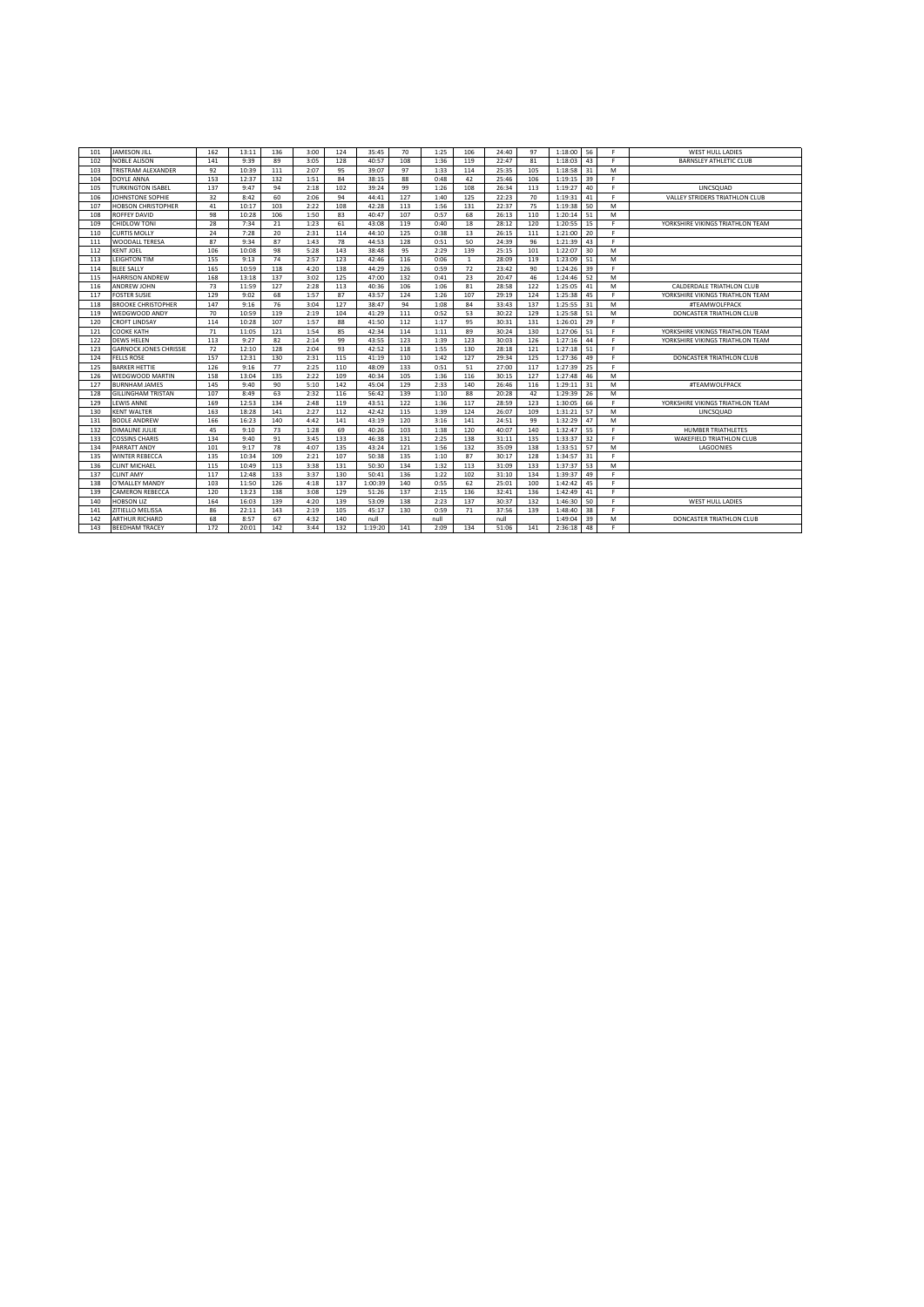| | | | | | | | | | | | | | | | | |
|---|---|---|---|---|---|---|---|---|---|---|---|---|---|---|---|---|
| 101 | JAMESON JILL | 162 | 13:11 | 136 | 3:00 | 124 | 35:45 | 70 | 1:25 | 106 | 24:40 | 97 | 1:18:00 | 56 | F | WEST HULL LADIES |
| 102 | NOBLE ALISON | 141 | 9:39 | 89 | 3:05 | 128 | 40:57 | 108 | 1:36 | 119 | 22:47 | 81 | 1:18:03 | 43 | F | BARNSLEY ATHLETIC CLUB |
| 103 | TRISTRAM ALEXANDER | 92 | 10:39 | 111 | 2:07 | 95 | 39:07 | 97 | 1:33 | 114 | 25:35 | 105 | 1:18:58 | 31 | M | |
| 104 | DOYLE ANNA | 153 | 12:37 | 132 | 1:51 | 84 | 38:15 | 88 | 0:48 | 42 | 25:46 | 106 | 1:19:15 | 39 | F | |
| 105 | TURKINGTON ISABEL | 137 | 9:47 | 94 | 2:18 | 102 | 39:24 | 99 | 1:26 | 108 | 26:34 | 113 | 1:19:27 | 40 | F | LINCSQUAD |
| 106 | JOHNSTONE SOPHIE | 32 | 8:42 | 60 | 2:06 | 94 | 44:41 | 127 | 1:40 | 125 | 22:23 | 70 | 1:19:31 | 41 | F | VALLEY STRIDERS TRIATHLON CLUB |
| 107 | HOBSON CHRISTOPHER | 41 | 10:17 | 103 | 2:22 | 108 | 42:28 | 113 | 1:56 | 131 | 22:37 | 75 | 1:19:38 | 50 | M | |
| 108 | ROFFEY DAVID | 98 | 10:28 | 106 | 1:50 | 83 | 40:47 | 107 | 0:57 | 68 | 26:13 | 110 | 1:20:14 | 51 | M | |
| 109 | CHIDLOW TONI | 28 | 7:34 | 21 | 1:23 | 61 | 43:08 | 119 | 0:40 | 18 | 28:12 | 120 | 1:20:55 | 15 | F | YORKSHIRE VIKINGS TRIATHLON TEAM |
| 110 | CURTIS MOLLY | 24 | 7:28 | 20 | 2:31 | 114 | 44:10 | 125 | 0:38 | 13 | 26:15 | 111 | 1:21:00 | 20 | F | |
| 111 | WOODALL TERESA | 87 | 9:34 | 87 | 1:43 | 78 | 44:53 | 128 | 0:51 | 50 | 24:39 | 96 | 1:21:39 | 43 | F | |
| 112 | KENT JOEL | 106 | 10:08 | 98 | 5:28 | 143 | 38:48 | 95 | 2:29 | 139 | 25:15 | 101 | 1:22:07 | 30 | M | |
| 113 | LEIGHTON TIM | 155 | 9:13 | 74 | 2:57 | 123 | 42:46 | 116 | 0:06 | 1 | 28:09 | 119 | 1:23:09 | 51 | M | |
| 114 | BLEE SALLY | 165 | 10:59 | 118 | 4:20 | 138 | 44:29 | 126 | 0:59 | 72 | 23:42 | 90 | 1:24:26 | 39 | F | |
| 115 | HARRISON ANDREW | 168 | 13:18 | 137 | 3:02 | 125 | 47:00 | 132 | 0:41 | 23 | 20:47 | 46 | 1:24:46 | 52 | M | |
| 116 | ANDREW JOHN | 73 | 11:59 | 127 | 2:28 | 113 | 40:36 | 106 | 1:06 | 81 | 28:58 | 122 | 1:25:05 | 41 | M | CALDERDALE TRIATHLON CLUB |
| 117 | FOSTER SUSIE | 129 | 9:02 | 68 | 1:57 | 87 | 43:57 | 124 | 1:26 | 107 | 29:19 | 124 | 1:25:38 | 45 | F | YORKSHIRE VIKINGS TRIATHLON TEAM |
| 118 | BROOKE CHRISTOPHER | 147 | 9:16 | 76 | 3:04 | 127 | 38:47 | 94 | 1:08 | 84 | 33:43 | 137 | 1:25:55 | 31 | M | #TEAMWOLFPACK |
| 119 | WEDGWOOD ANDY | 70 | 10:59 | 119 | 2:19 | 104 | 41:29 | 111 | 0:52 | 53 | 30:22 | 129 | 1:25:58 | 51 | M | DONCASTER TRIATHLON CLUB |
| 120 | CROFT LINDSAY | 114 | 10:28 | 107 | 1:57 | 88 | 41:50 | 112 | 1:17 | 95 | 30:31 | 131 | 1:26:01 | 29 | F | |
| 121 | COOKE KATH | 71 | 11:05 | 121 | 1:54 | 85 | 42:34 | 114 | 1:11 | 89 | 30:24 | 130 | 1:27:06 | 51 | F | YORKSHIRE VIKINGS TRIATHLON TEAM |
| 122 | DEWS HELEN | 113 | 9:27 | 82 | 2:14 | 99 | 43:55 | 123 | 1:39 | 123 | 30:03 | 126 | 1:27:16 | 44 | F | YORKSHIRE VIKINGS TRIATHLON TEAM |
| 123 | GARNOCK JONES CHRISSIE | 72 | 12:10 | 128 | 2:04 | 93 | 42:52 | 118 | 1:55 | 130 | 28:18 | 121 | 1:27:18 | 51 | F | |
| 124 | FELLS ROSE | 157 | 12:31 | 130 | 2:31 | 115 | 41:19 | 110 | 1:42 | 127 | 29:34 | 125 | 1:27:36 | 49 | F | DONCASTER TRIATHLON CLUB |
| 125 | BARKER HETTIE | 126 | 9:16 | 77 | 2:25 | 110 | 48:09 | 133 | 0:51 | 51 | 27:00 | 117 | 1:27:39 | 25 | F | |
| 126 | WEDGWOOD MARTIN | 158 | 13:04 | 135 | 2:22 | 109 | 40:34 | 105 | 1:36 | 116 | 30:15 | 127 | 1:27:48 | 46 | M | |
| 127 | BURNHAM JAMES | 145 | 9:40 | 90 | 5:10 | 142 | 45:04 | 129 | 2:33 | 140 | 26:46 | 116 | 1:29:11 | 31 | M | #TEAMWOLFPACK |
| 128 | GILLINGHAM TRISTAN | 107 | 8:49 | 63 | 2:32 | 116 | 56:42 | 139 | 1:10 | 88 | 20:28 | 42 | 1:29:39 | 26 | M | |
| 129 | LEWIS ANNE | 169 | 12:53 | 134 | 2:48 | 119 | 43:51 | 122 | 1:36 | 117 | 28:59 | 123 | 1:30:05 | 66 | F | YORKSHIRE VIKINGS TRIATHLON TEAM |
| 130 | KENT WALTER | 163 | 18:28 | 141 | 2:27 | 112 | 42:42 | 115 | 1:39 | 124 | 26:07 | 109 | 1:31:21 | 57 | M | LINCSQUAD |
| 131 | BODLE ANDREW | 166 | 16:23 | 140 | 4:42 | 141 | 43:19 | 120 | 3:16 | 141 | 24:51 | 99 | 1:32:29 | 47 | M | |
| 132 | DIMALINE JULIE | 45 | 9:10 | 73 | 1:28 | 69 | 40:26 | 103 | 1:38 | 120 | 40:07 | 140 | 1:32:47 | 55 | F | HUMBER TRIATHLETES |
| 133 | COSSINS CHARIS | 134 | 9:40 | 91 | 3:45 | 133 | 46:38 | 131 | 2:25 | 138 | 31:11 | 135 | 1:33:37 | 32 | F | WAKEFIELD TRIATHLON CLUB |
| 134 | PARRATT ANDY | 101 | 9:17 | 78 | 4:07 | 135 | 43:24 | 121 | 1:56 | 132 | 35:09 | 138 | 1:33:51 | 57 | M | LAGOONIES |
| 135 | WINTER REBECCA | 135 | 10:34 | 109 | 2:21 | 107 | 50:38 | 135 | 1:10 | 87 | 30:17 | 128 | 1:34:57 | 31 | F | |
| 136 | CLINT MICHAEL | 115 | 10:49 | 113 | 3:38 | 131 | 50:30 | 134 | 1:32 | 113 | 31:09 | 133 | 1:37:37 | 53 | M | |
| 137 | CLINT AMY | 117 | 12:48 | 133 | 3:37 | 130 | 50:41 | 136 | 1:22 | 102 | 31:10 | 134 | 1:39:37 | 49 | F | |
| 138 | O'MALLEY MANDY | 103 | 11:50 | 126 | 4:18 | 137 | 1:00:39 | 140 | 0:55 | 62 | 25:01 | 100 | 1:42:42 | 45 | F | |
| 139 | CAMERON REBECCA | 120 | 13:23 | 138 | 3:08 | 129 | 51:26 | 137 | 2:15 | 136 | 32:41 | 136 | 1:42:49 | 41 | F | |
| 140 | HOBSON LIZ | 164 | 16:03 | 139 | 4:20 | 139 | 53:09 | 138 | 2:23 | 137 | 30:37 | 132 | 1:46:30 | 50 | F | WEST HULL LADIES |
| 141 | ZITIELLO MELISSA | 86 | 22:11 | 143 | 2:19 | 105 | 45:17 | 130 | 0:59 | 71 | 37:56 | 139 | 1:48:40 | 38 | F | |
| 142 | ARTHUR RICHARD | 68 | 8:57 | 67 | 4:32 | 140 | null | | null | | null | | 1:49:04 | 39 | M | DONCASTER TRIATHLON CLUB |
| 143 | BEEDHAM TRACEY | 172 | 20:01 | 142 | 3:44 | 132 | 1:19:20 | 141 | 2:09 | 134 | 51:06 | 141 | 2:36:18 | 48 | F | |